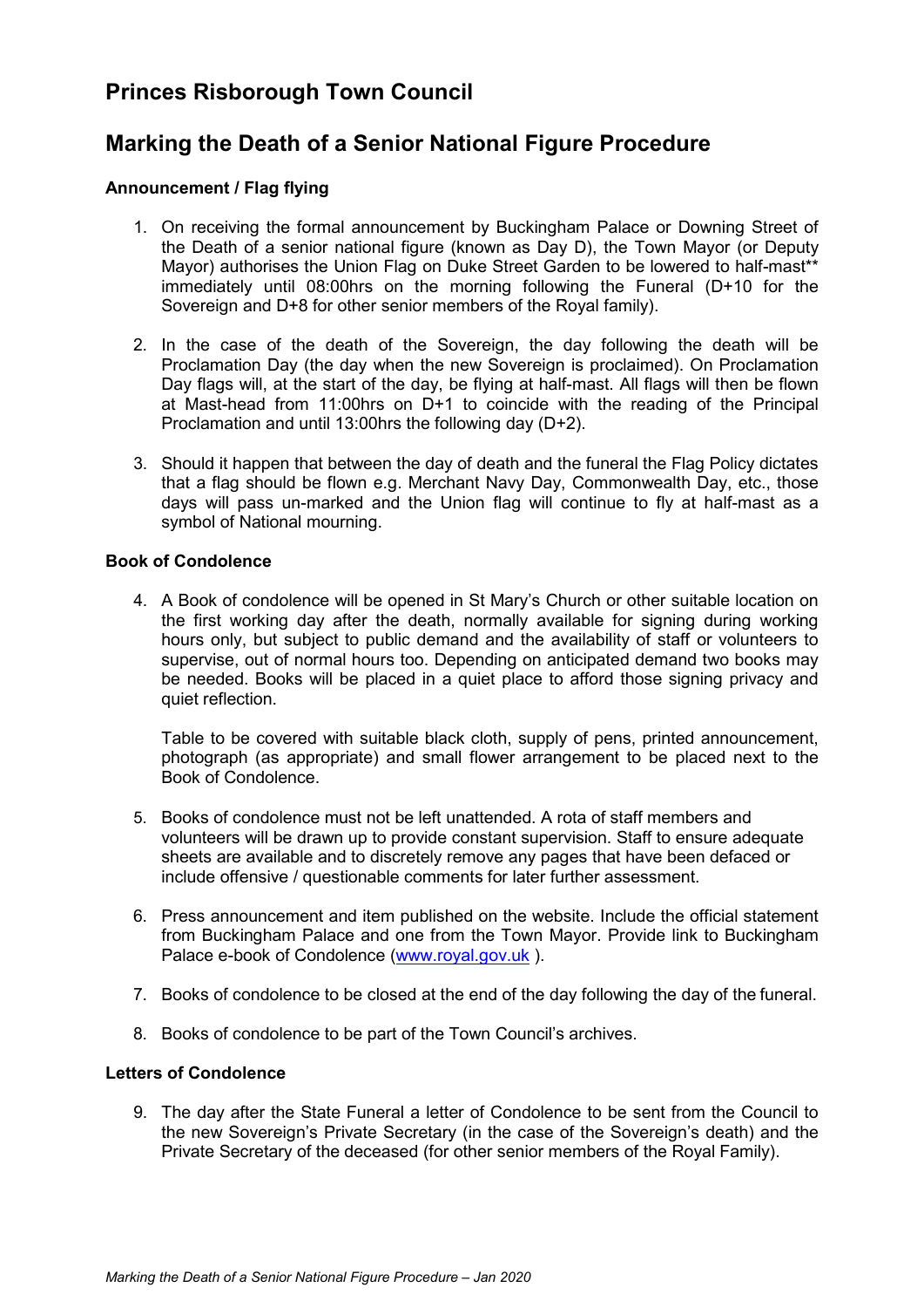# Princes Risborough Town Council

## Marking the Death of a Senior National Figure Procedure

### Announcement / Flag flying

1. On receiving the formal announcement by Buckingham Palace or Downing Street of the Death of a senior national figure (known as Day D), the Town Mayor (or Deputy Mayor) authorises the Union Flag on Duke Street Garden to be lowered to half-mast** immediately until 08:00hrs on the morning following the Funeral (D+10 for the Sovereign and D+8 for other senior members of the Royal family).

2. In the case of the death of the Sovereign, the day following the death will be Proclamation Day (the day when the new Sovereign is proclaimed). On Proclamation Day flags will, at the start of the day, be flying at half-mast. All flags will then be flown at Mast-head from 11:00hrs on D+1 to coincide with the reading of the Principal Proclamation and until 13:00hrs the following day (D+2).

3. Should it happen that between the day of death and the funeral the Flag Policy dictates that a flag should be flown e.g. Merchant Navy Day, Commonwealth Day, etc., those days will pass un-marked and the Union flag will continue to fly at half-mast as a symbol of National mourning.

### Book of Condolence

4. A Book of condolence will be opened in St Mary's Church or other suitable location on the first working day after the death, normally available for signing during working hours only, but subject to public demand and the availability of staff or volunteers to supervise, out of normal hours too. Depending on anticipated demand two books may be needed. Books will be placed in a quiet place to afford those signing privacy and quiet reflection.

   Table to be covered with suitable black cloth, supply of pens, printed announcement, photograph (as appropriate) and small flower arrangement to be placed next to the Book of Condolence.

5. Books of condolence must not be left unattended. A rota of staff members and volunteers will be drawn up to provide constant supervision. Staff to ensure adequate sheets are available and to discretely remove any pages that have been defaced or include offensive / questionable comments for later further assessment.

6. Press announcement and item published on the website. Include the official statement from Buckingham Palace and one from the Town Mayor. Provide link to Buckingham Palace e-book of Condolence (www.royal.gov.uk ).

7. Books of condolence to be closed at the end of the day following the day of the funeral.

8. Books of condolence to be part of the Town Council's archives.

### Letters of Condolence

9. The day after the State Funeral a letter of Condolence to be sent from the Council to the new Sovereign's Private Secretary (in the case of the Sovereign's death) and the Private Secretary of the deceased (for other senior members of the Royal Family).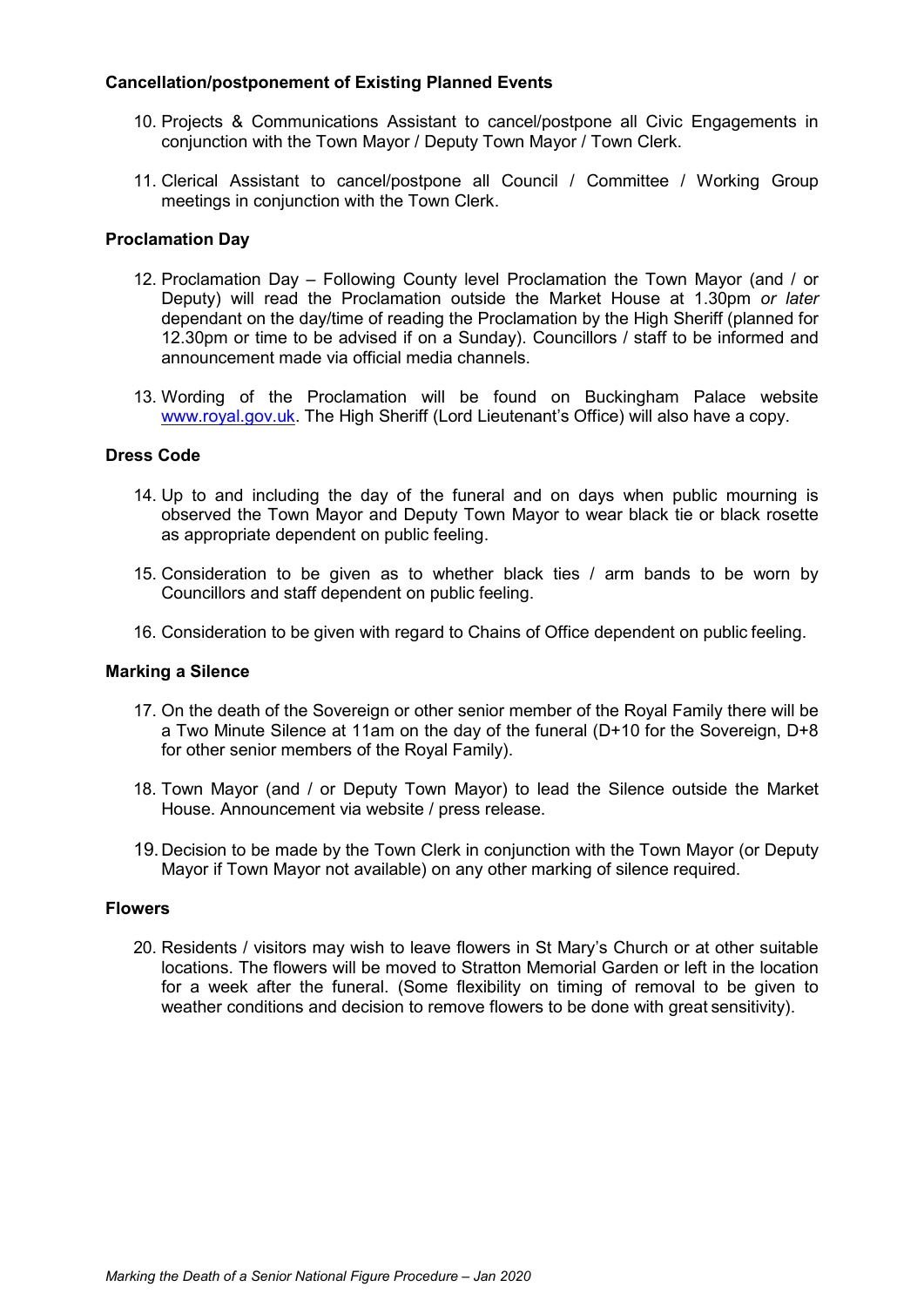**Cancellation/postponement of Existing Planned Events**

10. Projects & Communications Assistant to cancel/postpone all Civic Engagements in conjunction with the Town Mayor / Deputy Town Mayor / Town Clerk.

11. Clerical Assistant to cancel/postpone all Council / Committee / Working Group meetings in conjunction with the Town Clerk.

**Proclamation Day**

12. Proclamation Day – Following County level Proclamation the Town Mayor (and / or Deputy) will read the Proclamation outside the Market House at 1.30pm *or later* dependant on the day/time of reading the Proclamation by the High Sheriff (planned for 12.30pm or time to be advised if on a Sunday). Councillors / staff to be informed and announcement made via official media channels.

13. Wording of the Proclamation will be found on Buckingham Palace website [www.royal.gov.uk](http://www.royal.gov.uk). The High Sheriff (Lord Lieutenant's Office) will also have a copy.

**Dress Code**

14. Up to and including the day of the funeral and on days when public mourning is observed the Town Mayor and Deputy Town Mayor to wear black tie or black rosette as appropriate dependent on public feeling.

15. Consideration to be given as to whether black ties / arm bands to be worn by Councillors and staff dependent on public feeling.

16. Consideration to be given with regard to Chains of Office dependent on public feeling.

**Marking a Silence**

17. On the death of the Sovereign or other senior member of the Royal Family there will be a Two Minute Silence at 11am on the day of the funeral (D+10 for the Sovereign, D+8 for other senior members of the Royal Family).

18. Town Mayor (and / or Deputy Town Mayor) to lead the Silence outside the Market House. Announcement via website / press release.

19. Decision to be made by the Town Clerk in conjunction with the Town Mayor (or Deputy Mayor if Town Mayor not available) on any other marking of silence required.

**Flowers**

20. Residents / visitors may wish to leave flowers in St Mary's Church or at other suitable locations. The flowers will be moved to Stratton Memorial Garden or left in the location for a week after the funeral. (Some flexibility on timing of removal to be given to weather conditions and decision to remove flowers to be done with great sensitivity).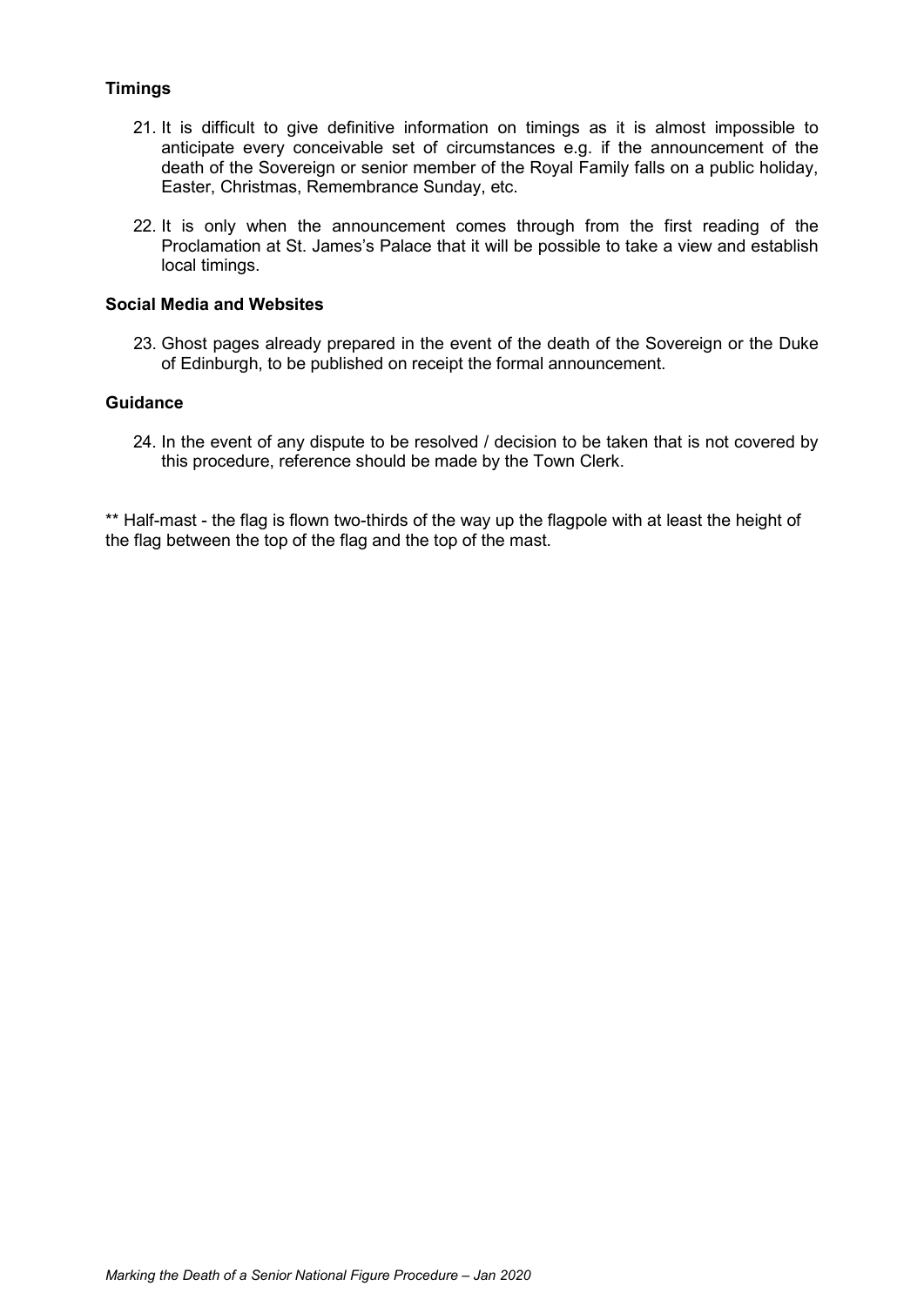**Timings**

21. It is difficult to give definitive information on timings as it is almost impossible to anticipate every conceivable set of circumstances e.g. if the announcement of the death of the Sovereign or senior member of the Royal Family falls on a public holiday, Easter, Christmas, Remembrance Sunday, etc.

22. It is only when the announcement comes through from the first reading of the Proclamation at St. James's Palace that it will be possible to take a view and establish local timings.

**Social Media and Websites**

23. Ghost pages already prepared in the event of the death of the Sovereign or the Duke of Edinburgh, to be published on receipt the formal announcement.

**Guidance**

24. In the event of any dispute to be resolved / decision to be taken that is not covered by this procedure, reference should be made by the Town Clerk.

** Half-mast - the flag is flown two-thirds of the way up the flagpole with at least the height of the flag between the top of the flag and the top of the mast.